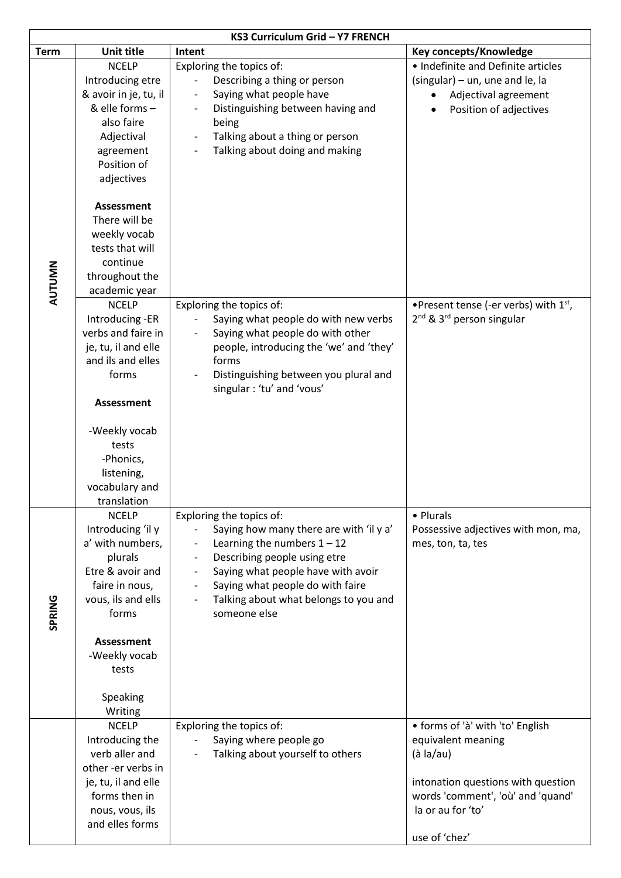| KS3 Curriculum Grid – Y7 FRENCH | | | |
|---|---|---|---|
| **Term** | **Unit title** | **Intent** | **Key concepts/Knowledge** |
| **AUTUMN** | NCELP Introducing etre & avoir in je, tu, il & elle forms – also faire Adjectival agreement Position of adjectives<br><br>**Assessment**<br>There will be weekly vocab tests that will continue throughout the academic year | Exploring the topics of:<br>- Describing a thing or person<br>- Saying what people have<br>- Distinguishing between having and being<br>- Talking about a thing or person<br>- Talking about doing and making | • Indefinite and Definite articles (singular) – un, une and le, la<br>• Adjectival agreement<br>• Position of adjectives |
| | NCELP Introducing -ER verbs and faire in je, tu, il and elle and ils and elles forms<br><br>**Assessment**<br><br>-Weekly vocab tests<br>-Phonics, listening, vocabulary and translation | Exploring the topics of:<br>- Saying what people do with new verbs<br>- Saying what people do with other people, introducing the 'we' and 'they' forms<br>- Distinguishing between you plural and singular : 'tu' and 'vous' | •Present tense (-er verbs) with 1st, 2nd & 3rd person singular |
| **SPRING** | NCELP Introducing 'il y a' with numbers, plurals Etre & avoir and faire in nous, vous, ils and ells forms<br><br>**Assessment**<br>-Weekly vocab tests<br><br>Speaking Writing | Exploring the topics of:<br>- Saying how many there are with 'il y a'<br>- Learning the numbers 1 – 12<br>- Describing people using etre<br>- Saying what people have with avoir<br>- Saying what people do with faire<br>- Talking about what belongs to you and someone else | • Plurals<br>Possessive adjectives with mon, ma, mes, ton, ta, tes |
| | NCELP Introducing the verb aller and other -er verbs in je, tu, il and elle forms then in nous, vous, ils and elles forms | Exploring the topics of:<br>- Saying where people go<br>- Talking about yourself to others | • forms of 'à' with 'to' English equivalent meaning (à la/au)<br><br>intonation questions with question words 'comment', 'où' and 'quand'<br>la or au for 'to'<br><br>use of 'chez' |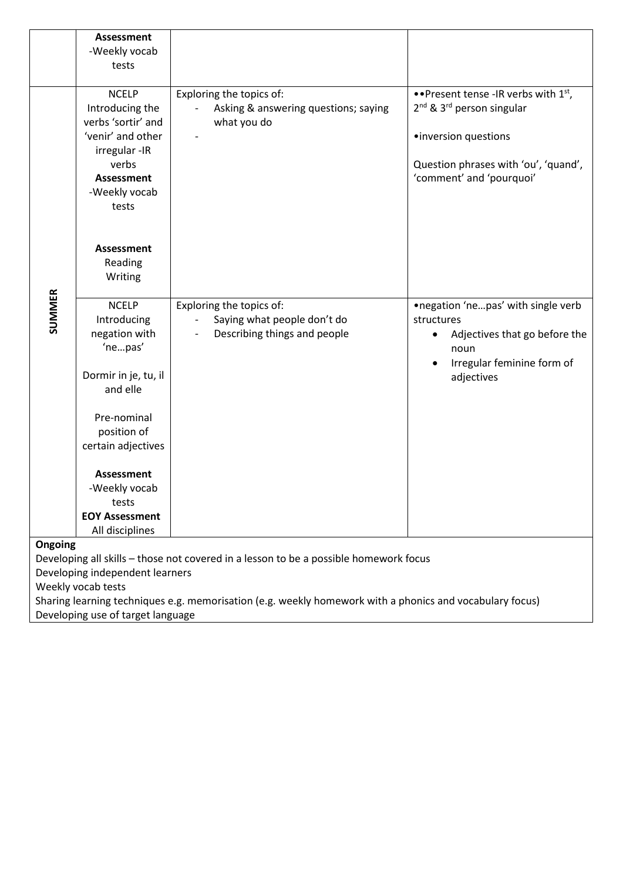| | | | |
|---|---|---|---|
| | **Assessment**<br>-Weekly vocab tests | | |
| SUMMER | NCELP<br>Introducing the verbs 'sortir' and 'venir' and other irregular -IR verbs<br>**Assessment**<br>-Weekly vocab tests<br><br>**Assessment**<br>Reading<br>Writing | Exploring the topics of:<br>- Asking & answering questions; saying what you do<br>- | ••Present tense -IR verbs with 1st, 2nd & 3rd person singular<br><br>•inversion questions<br><br>Question phrases with 'ou', 'quand', 'comment' and 'pourquoi' |
| | NCELP<br>Introducing negation with 'ne…pas'<br><br>Dormir in je, tu, il and elle<br><br>Pre-nominal position of certain adjectives<br><br>**Assessment**<br>-Weekly vocab tests<br>**EOY Assessment**<br>All disciplines | Exploring the topics of:<br>- Saying what people don't do<br>- Describing things and people | •negation 'ne…pas' with single verb structures<br>• Adjectives that go before the noun<br>• Irregular feminine form of adjectives |

**Ongoing**

Developing all skills – those not covered in a lesson to be a possible homework focus
Developing independent learners
Weekly vocab tests
Sharing learning techniques e.g. memorisation (e.g. weekly homework with a phonics and vocabulary focus)
Developing use of target language